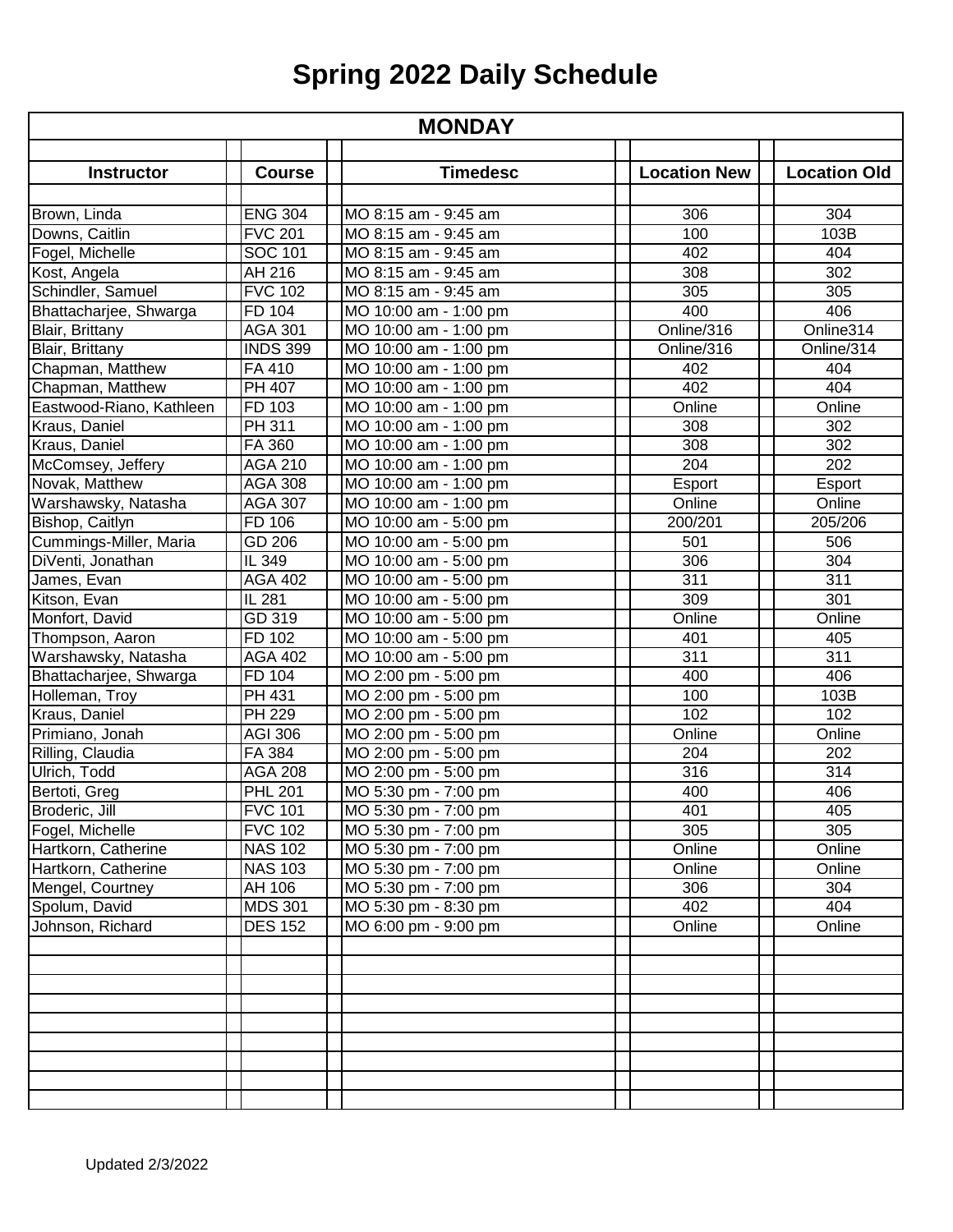# Spring 2022 Daily Schedule

| MONDAY | | | | |
|---|---|---|---|---|
| **Instructor** | **Course** | **Timedesc** | **Location New** | **Location Old** |
| Brown, Linda | ENG 304 | MO 8:15 am - 9:45 am | 306 | 304 |
| Downs, Caitlin | FVC 201 | MO 8:15 am - 9:45 am | 100 | 103B |
| Fogel, Michelle | SOC 101 | MO 8:15 am - 9:45 am | 402 | 404 |
| Kost, Angela | AH 216 | MO 8:15 am - 9:45 am | 308 | 302 |
| Schindler, Samuel | FVC 102 | MO 8:15 am - 9:45 am | 305 | 305 |
| Bhattacharjee, Shwarga | FD 104 | MO 10:00 am - 1:00 pm | 400 | 406 |
| Blair, Brittany | AGA 301 | MO 10:00 am - 1:00 pm | Online/316 | Online314 |
| Blair, Brittany | INDS 399 | MO 10:00 am - 1:00 pm | Online/316 | Online/314 |
| Chapman, Matthew | FA 410 | MO 10:00 am - 1:00 pm | 402 | 404 |
| Chapman, Matthew | PH 407 | MO 10:00 am - 1:00 pm | 402 | 404 |
| Eastwood-Riano, Kathleen | FD 103 | MO 10:00 am - 1:00 pm | Online | Online |
| Kraus, Daniel | PH 311 | MO 10:00 am - 1:00 pm | 308 | 302 |
| Kraus, Daniel | FA 360 | MO 10:00 am - 1:00 pm | 308 | 302 |
| McComsey, Jeffery | AGA 210 | MO 10:00 am - 1:00 pm | 204 | 202 |
| Novak, Matthew | AGA 308 | MO 10:00 am - 1:00 pm | Esport | Esport |
| Warshawsky, Natasha | AGA 307 | MO 10:00 am - 1:00 pm | Online | Online |
| Bishop, Caitlyn | FD 106 | MO 10:00 am - 5:00 pm | 200/201 | 205/206 |
| Cummings-Miller, Maria | GD 206 | MO 10:00 am - 5:00 pm | 501 | 506 |
| DiVenti, Jonathan | IL 349 | MO 10:00 am - 5:00 pm | 306 | 304 |
| James, Evan | AGA 402 | MO 10:00 am - 5:00 pm | 311 | 311 |
| Kitson, Evan | IL 281 | MO 10:00 am - 5:00 pm | 309 | 301 |
| Monfort, David | GD 319 | MO 10:00 am - 5:00 pm | Online | Online |
| Thompson, Aaron | FD 102 | MO 10:00 am - 5:00 pm | 401 | 405 |
| Warshawsky, Natasha | AGA 402 | MO 10:00 am - 5:00 pm | 311 | 311 |
| Bhattacharjee, Shwarga | FD 104 | MO 2:00 pm - 5:00 pm | 400 | 406 |
| Holleman, Troy | PH 431 | MO 2:00 pm - 5:00 pm | 100 | 103B |
| Kraus, Daniel | PH 229 | MO 2:00 pm - 5:00 pm | 102 | 102 |
| Primiano, Jonah | AGI 306 | MO 2:00 pm - 5:00 pm | Online | Online |
| Rilling, Claudia | FA 384 | MO 2:00 pm - 5:00 pm | 204 | 202 |
| Ulrich, Todd | AGA 208 | MO 2:00 pm - 5:00 pm | 316 | 314 |
| Bertoti, Greg | PHL 201 | MO 5:30 pm - 7:00 pm | 400 | 406 |
| Broderic, Jill | FVC 101 | MO 5:30 pm - 7:00 pm | 401 | 405 |
| Fogel, Michelle | FVC 102 | MO 5:30 pm - 7:00 pm | 305 | 305 |
| Hartkorn, Catherine | NAS 102 | MO 5:30 pm - 7:00 pm | Online | Online |
| Hartkorn, Catherine | NAS 103 | MO 5:30 pm - 7:00 pm | Online | Online |
| Mengel, Courtney | AH 106 | MO 5:30 pm - 7:00 pm | 306 | 304 |
| Spolum, David | MDS 301 | MO 5:30 pm - 8:30 pm | 402 | 404 |
| Johnson, Richard | DES 152 | MO 6:00 pm - 9:00 pm | Online | Online |

Updated 2/3/2022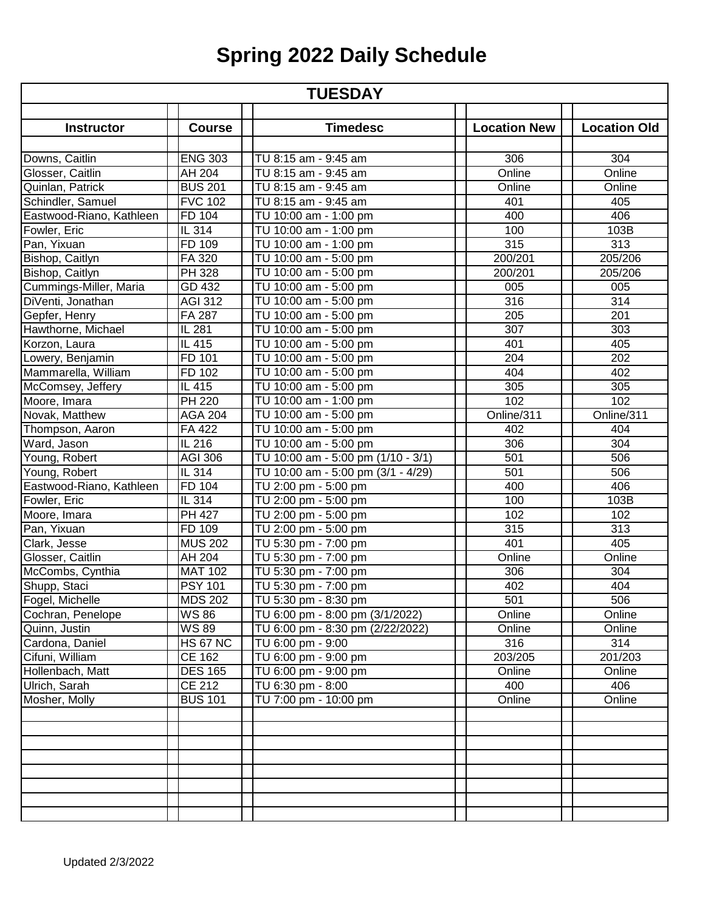# Spring 2022 Daily Schedule

| TUESDAY | | | | |
|---|---|---|---|---|
| **Instructor** | **Course** | **Timedesc** | **Location New** | **Location Old** |
| Downs, Caitlin | ENG 303 | TU 8:15 am - 9:45 am | 306 | 304 |
| Glosser, Caitlin | AH 204 | TU 8:15 am - 9:45 am | Online | Online |
| Quinlan, Patrick | BUS 201 | TU 8:15 am - 9:45 am | Online | Online |
| Schindler, Samuel | FVC 102 | TU 8:15 am - 9:45 am | 401 | 405 |
| Eastwood-Riano, Kathleen | FD 104 | TU 10:00 am - 1:00 pm | 400 | 406 |
| Fowler, Eric | IL 314 | TU 10:00 am - 1:00 pm | 100 | 103B |
| Pan, Yixuan | FD 109 | TU 10:00 am - 1:00 pm | 315 | 313 |
| Bishop, Caitlyn | FA 320 | TU 10:00 am - 5:00 pm | 200/201 | 205/206 |
| Bishop, Caitlyn | PH 328 | TU 10:00 am - 5:00 pm | 200/201 | 205/206 |
| Cummings-Miller, Maria | GD 432 | TU 10:00 am - 5:00 pm | 005 | 005 |
| DiVenti, Jonathan | AGI 312 | TU 10:00 am - 5:00 pm | 316 | 314 |
| Gepfer, Henry | FA 287 | TU 10:00 am - 5:00 pm | 205 | 201 |
| Hawthorne, Michael | IL 281 | TU 10:00 am - 5:00 pm | 307 | 303 |
| Korzon, Laura | IL 415 | TU 10:00 am - 5:00 pm | 401 | 405 |
| Lowery, Benjamin | FD 101 | TU 10:00 am - 5:00 pm | 204 | 202 |
| Mammarella, William | FD 102 | TU 10:00 am - 5:00 pm | 404 | 402 |
| McComsey, Jeffery | IL 415 | TU 10:00 am - 5:00 pm | 305 | 305 |
| Moore, Imara | PH 220 | TU 10:00 am - 1:00 pm | 102 | 102 |
| Novak, Matthew | AGA 204 | TU 10:00 am - 5:00 pm | Online/311 | Online/311 |
| Thompson, Aaron | FA 422 | TU 10:00 am - 5:00 pm | 402 | 404 |
| Ward, Jason | IL 216 | TU 10:00 am - 5:00 pm | 306 | 304 |
| Young, Robert | AGI 306 | TU 10:00 am - 5:00 pm (1/10 - 3/1) | 501 | 506 |
| Young, Robert | IL 314 | TU 10:00 am - 5:00 pm (3/1 - 4/29) | 501 | 506 |
| Eastwood-Riano, Kathleen | FD 104 | TU 2:00 pm - 5:00 pm | 400 | 406 |
| Fowler, Eric | IL 314 | TU 2:00 pm - 5:00 pm | 100 | 103B |
| Moore, Imara | PH 427 | TU 2:00 pm - 5:00 pm | 102 | 102 |
| Pan, Yixuan | FD 109 | TU 2:00 pm - 5:00 pm | 315 | 313 |
| Clark, Jesse | MUS 202 | TU 5:30 pm - 7:00 pm | 401 | 405 |
| Glosser, Caitlin | AH 204 | TU 5:30 pm - 7:00 pm | Online | Online |
| McCombs, Cynthia | MAT 102 | TU 5:30 pm - 7:00 pm | 306 | 304 |
| Shupp, Staci | PSY 101 | TU 5:30 pm - 7:00 pm | 402 | 404 |
| Fogel, Michelle | MDS 202 | TU 5:30 pm - 8:30 pm | 501 | 506 |
| Cochran, Penelope | WS 86 | TU 6:00 pm - 8:00 pm (3/1/2022) | Online | Online |
| Quinn, Justin | WS 89 | TU 6:00 pm - 8:30 pm (2/22/2022) | Online | Online |
| Cardona, Daniel | HS 67 NC | TU 6:00 pm - 9:00 | 316 | 314 |
| Cifuni, William | CE 162 | TU 6:00 pm - 9:00 pm | 203/205 | 201/203 |
| Hollenbach, Matt | DES 165 | TU 6:00 pm - 9:00 pm | Online | Online |
| Ulrich, Sarah | CE 212 | TU 6:30 pm - 8:00 | 400 | 406 |
| Mosher, Molly | BUS 101 | TU 7:00 pm - 10:00 pm | Online | Online |

Updated 2/3/2022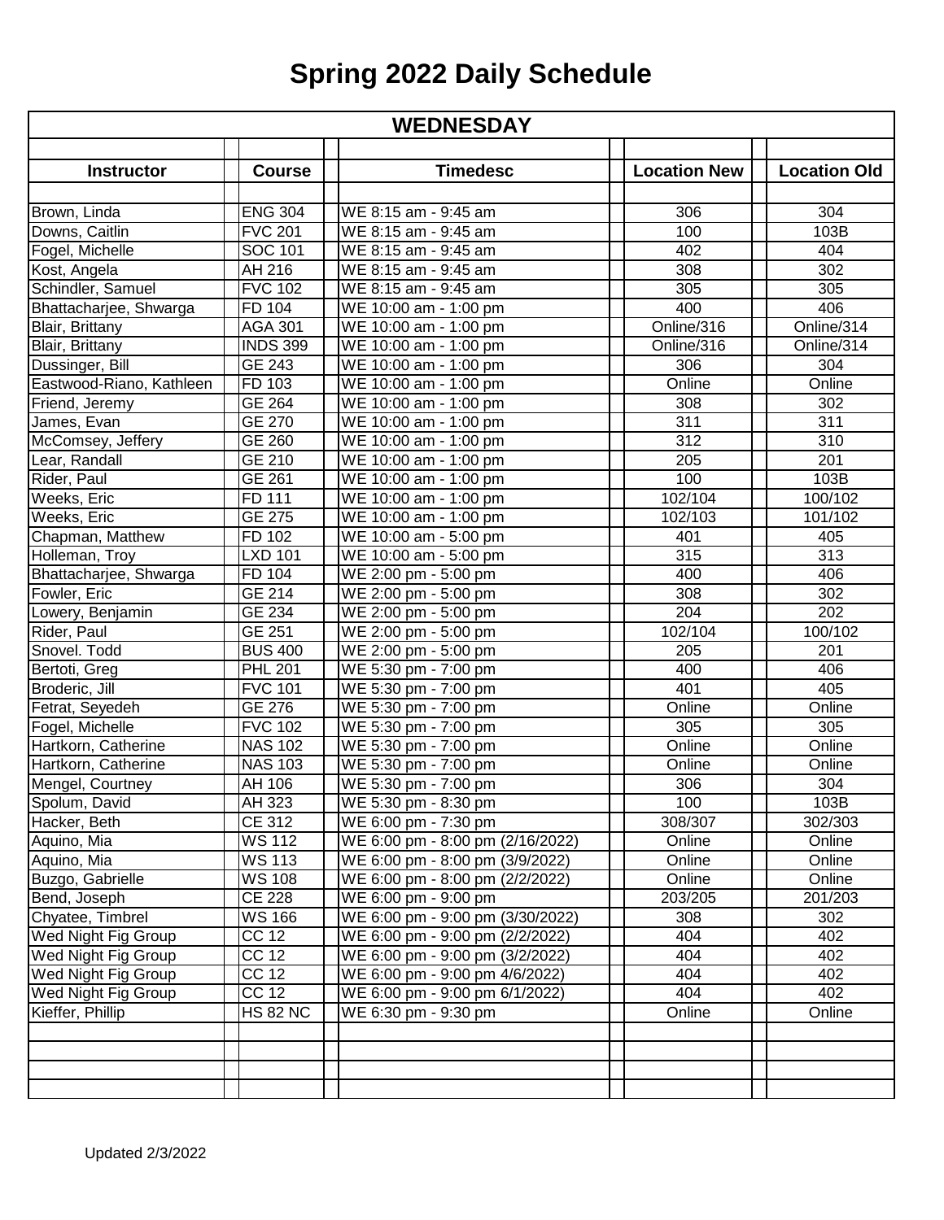# Spring 2022 Daily Schedule

## WEDNESDAY

| Instructor | Course | Timedesc | Location New | Location Old |
|---|---|---|---|---|
| Brown, Linda | ENG 304 | WE 8:15 am - 9:45 am | 306 | 304 |
| Downs, Caitlin | FVC 201 | WE 8:15 am - 9:45 am | 100 | 103B |
| Fogel, Michelle | SOC 101 | WE 8:15 am - 9:45 am | 402 | 404 |
| Kost, Angela | AH 216 | WE 8:15 am - 9:45 am | 308 | 302 |
| Schindler, Samuel | FVC 102 | WE 8:15 am - 9:45 am | 305 | 305 |
| Bhattacharjee, Shwarga | FD 104 | WE 10:00 am - 1:00 pm | 400 | 406 |
| Blair, Brittany | AGA 301 | WE 10:00 am - 1:00 pm | Online/316 | Online/314 |
| Blair, Brittany | INDS 399 | WE 10:00 am - 1:00 pm | Online/316 | Online/314 |
| Dussinger, Bill | GE 243 | WE 10:00 am - 1:00 pm | 306 | 304 |
| Eastwood-Riano, Kathleen | FD 103 | WE 10:00 am - 1:00 pm | Online | Online |
| Friend, Jeremy | GE 264 | WE 10:00 am - 1:00 pm | 308 | 302 |
| James, Evan | GE 270 | WE 10:00 am - 1:00 pm | 311 | 311 |
| McComsey, Jeffery | GE 260 | WE 10:00 am - 1:00 pm | 312 | 310 |
| Lear, Randall | GE 210 | WE 10:00 am - 1:00 pm | 205 | 201 |
| Rider, Paul | GE 261 | WE 10:00 am - 1:00 pm | 100 | 103B |
| Weeks, Eric | FD 111 | WE 10:00 am - 1:00 pm | 102/104 | 100/102 |
| Weeks, Eric | GE 275 | WE 10:00 am - 1:00 pm | 102/103 | 101/102 |
| Chapman, Matthew | FD 102 | WE 10:00 am - 5:00 pm | 401 | 405 |
| Holleman, Troy | LXD 101 | WE 10:00 am - 5:00 pm | 315 | 313 |
| Bhattacharjee, Shwarga | FD 104 | WE 2:00 pm - 5:00 pm | 400 | 406 |
| Fowler, Eric | GE 214 | WE 2:00 pm - 5:00 pm | 308 | 302 |
| Lowery, Benjamin | GE 234 | WE 2:00 pm - 5:00 pm | 204 | 202 |
| Rider, Paul | GE 251 | WE 2:00 pm - 5:00 pm | 102/104 | 100/102 |
| Snovel. Todd | BUS 400 | WE 2:00 pm - 5:00 pm | 205 | 201 |
| Bertoti, Greg | PHL 201 | WE 5:30 pm - 7:00 pm | 400 | 406 |
| Broderic, Jill | FVC 101 | WE 5:30 pm - 7:00 pm | 401 | 405 |
| Fetrat, Seyedeh | GE 276 | WE 5:30 pm - 7:00 pm | Online | Online |
| Fogel, Michelle | FVC 102 | WE 5:30 pm - 7:00 pm | 305 | 305 |
| Hartkorn, Catherine | NAS 102 | WE 5:30 pm - 7:00 pm | Online | Online |
| Hartkorn, Catherine | NAS 103 | WE 5:30 pm - 7:00 pm | Online | Online |
| Mengel, Courtney | AH 106 | WE 5:30 pm - 7:00 pm | 306 | 304 |
| Spolum, David | AH 323 | WE 5:30 pm - 8:30 pm | 100 | 103B |
| Hacker, Beth | CE 312 | WE 6:00 pm - 7:30 pm | 308/307 | 302/303 |
| Aquino, Mia | WS 112 | WE 6:00 pm - 8:00 pm (2/16/2022) | Online | Online |
| Aquino, Mia | WS 113 | WE 6:00 pm - 8:00 pm (3/9/2022) | Online | Online |
| Buzgo, Gabrielle | WS 108 | WE 6:00 pm - 8:00 pm (2/2/2022) | Online | Online |
| Bend, Joseph | CE 228 | WE 6:00 pm - 9:00 pm | 203/205 | 201/203 |
| Chyatee, Timbrel | WS 166 | WE 6:00 pm - 9:00 pm (3/30/2022) | 308 | 302 |
| Wed Night Fig Group | CC 12 | WE 6:00 pm - 9:00 pm (2/2/2022) | 404 | 402 |
| Wed Night Fig Group | CC 12 | WE 6:00 pm - 9:00 pm (3/2/2022) | 404 | 402 |
| Wed Night Fig Group | CC 12 | WE 6:00 pm - 9:00 pm 4/6/2022) | 404 | 402 |
| Wed Night Fig Group | CC 12 | WE 6:00 pm - 9:00 pm 6/1/2022) | 404 | 402 |
| Kieffer, Phillip | HS 82 NC | WE 6:30 pm - 9:30 pm | Online | Online |

Updated 2/3/2022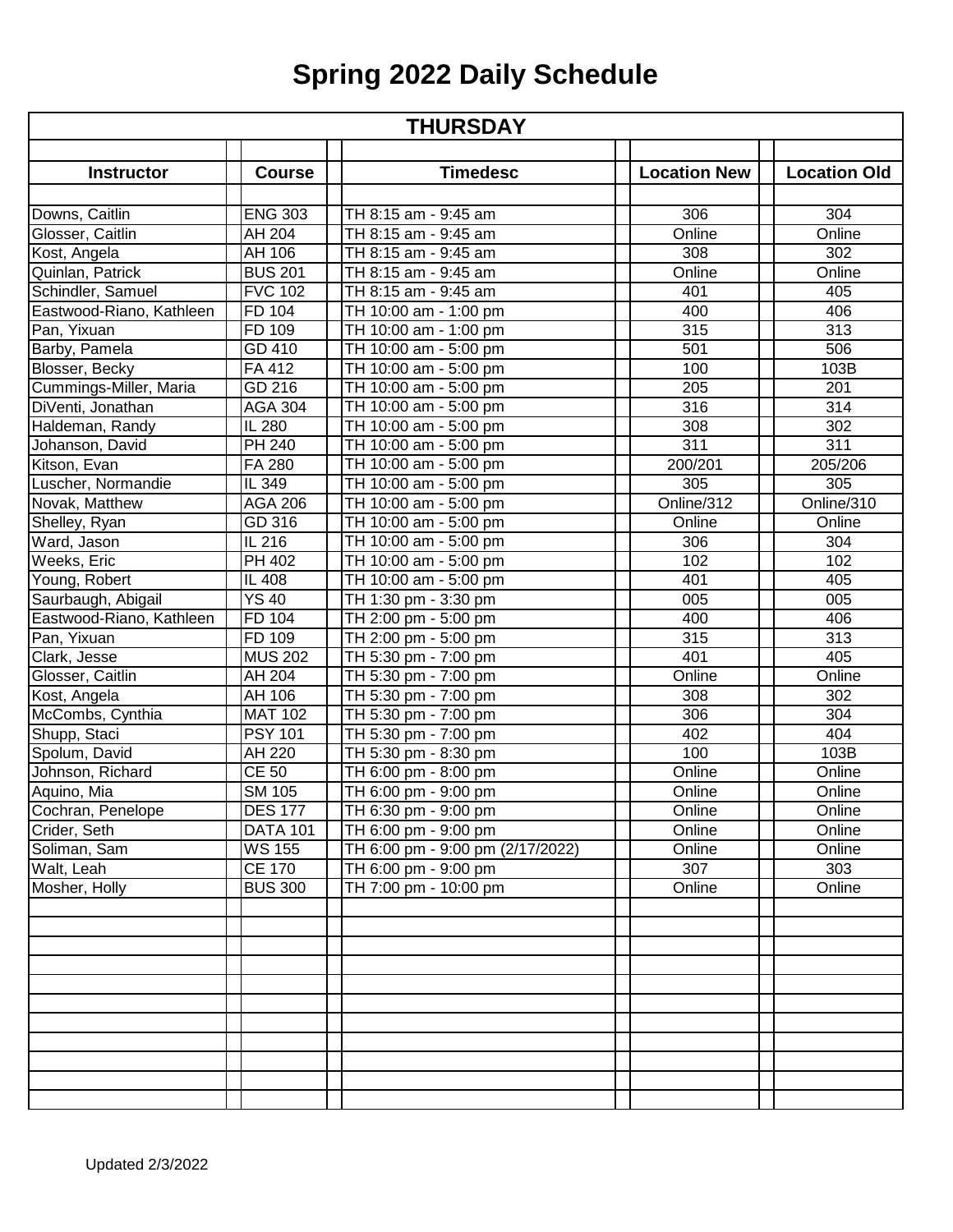# Spring 2022 Daily Schedule

| THURSDAY | | | | |
|---|---|---|---|---|
| **Instructor** | **Course** | **Timedesc** | **Location New** | **Location Old** |
| Downs, Caitlin | ENG 303 | TH 8:15 am - 9:45 am | 306 | 304 |
| Glosser, Caitlin | AH 204 | TH 8:15 am - 9:45 am | Online | Online |
| Kost, Angela | AH 106 | TH 8:15 am - 9:45 am | 308 | 302 |
| Quinlan, Patrick | BUS 201 | TH 8:15 am - 9:45 am | Online | Online |
| Schindler, Samuel | FVC 102 | TH 8:15 am - 9:45 am | 401 | 405 |
| Eastwood-Riano, Kathleen | FD 104 | TH 10:00 am - 1:00 pm | 400 | 406 |
| Pan, Yixuan | FD 109 | TH 10:00 am - 1:00 pm | 315 | 313 |
| Barby, Pamela | GD 410 | TH 10:00 am - 5:00 pm | 501 | 506 |
| Blosser, Becky | FA 412 | TH 10:00 am - 5:00 pm | 100 | 103B |
| Cummings-Miller, Maria | GD 216 | TH 10:00 am - 5:00 pm | 205 | 201 |
| DiVenti, Jonathan | AGA 304 | TH 10:00 am - 5:00 pm | 316 | 314 |
| Haldeman, Randy | IL 280 | TH 10:00 am - 5:00 pm | 308 | 302 |
| Johanson, David | PH 240 | TH 10:00 am - 5:00 pm | 311 | 311 |
| Kitson, Evan | FA 280 | TH 10:00 am - 5:00 pm | 200/201 | 205/206 |
| Luscher, Normandie | IL 349 | TH 10:00 am - 5:00 pm | 305 | 305 |
| Novak, Matthew | AGA 206 | TH 10:00 am - 5:00 pm | Online/312 | Online/310 |
| Shelley, Ryan | GD 316 | TH 10:00 am - 5:00 pm | Online | Online |
| Ward, Jason | IL 216 | TH 10:00 am - 5:00 pm | 306 | 304 |
| Weeks, Eric | PH 402 | TH 10:00 am - 5:00 pm | 102 | 102 |
| Young, Robert | IL 408 | TH 10:00 am - 5:00 pm | 401 | 405 |
| Saurbaugh, Abigail | YS 40 | TH 1:30 pm - 3:30 pm | 005 | 005 |
| Eastwood-Riano, Kathleen | FD 104 | TH 2:00 pm - 5:00 pm | 400 | 406 |
| Pan, Yixuan | FD 109 | TH 2:00 pm - 5:00 pm | 315 | 313 |
| Clark, Jesse | MUS 202 | TH 5:30 pm - 7:00 pm | 401 | 405 |
| Glosser, Caitlin | AH 204 | TH 5:30 pm - 7:00 pm | Online | Online |
| Kost, Angela | AH 106 | TH 5:30 pm - 7:00 pm | 308 | 302 |
| McCombs, Cynthia | MAT 102 | TH 5:30 pm - 7:00 pm | 306 | 304 |
| Shupp, Staci | PSY 101 | TH 5:30 pm - 7:00 pm | 402 | 404 |
| Spolum, David | AH 220 | TH 5:30 pm - 8:30 pm | 100 | 103B |
| Johnson, Richard | CE 50 | TH 6:00 pm - 8:00 pm | Online | Online |
| Aquino, Mia | SM 105 | TH 6:00 pm - 9:00 pm | Online | Online |
| Cochran, Penelope | DES 177 | TH 6:30 pm - 9:00 pm | Online | Online |
| Crider, Seth | DATA 101 | TH 6:00 pm - 9:00 pm | Online | Online |
| Soliman, Sam | WS 155 | TH 6:00 pm - 9:00 pm (2/17/2022) | Online | Online |
| Walt, Leah | CE 170 | TH 6:00 pm - 9:00 pm | 307 | 303 |
| Mosher, Holly | BUS 300 | TH 7:00 pm - 10:00 pm | Online | Online |

Updated 2/3/2022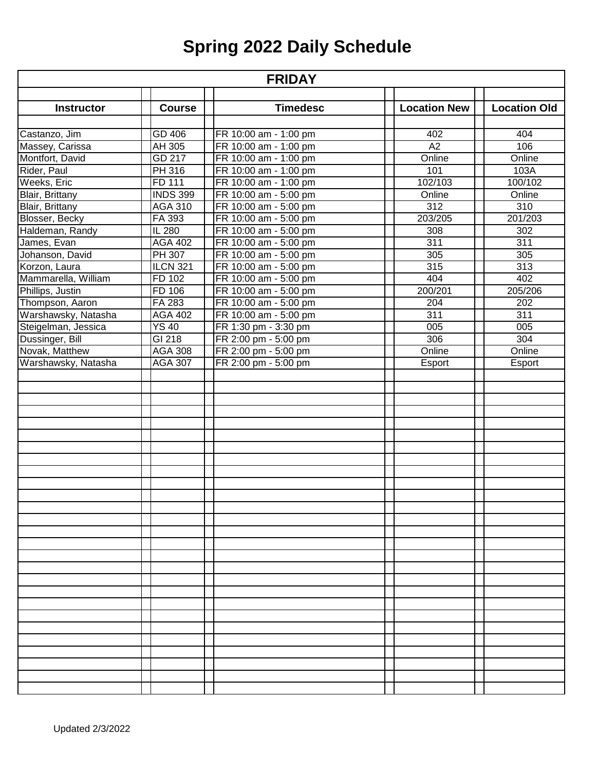# Spring 2022 Daily Schedule

| FRIDAY | | | | |
|---|---|---|---|---|
| **Instructor** | **Course** | **Timedesc** | **Location New** | **Location Old** |
| Castanzo, Jim | GD 406 | FR 10:00 am - 1:00 pm | 402 | 404 |
| Massey, Carissa | AH 305 | FR 10:00 am - 1:00 pm | A2 | 106 |
| Montfort, David | GD 217 | FR 10:00 am - 1:00 pm | Online | Online |
| Rider, Paul | PH 316 | FR 10:00 am - 1:00 pm | 101 | 103A |
| Weeks, Eric | FD 111 | FR 10:00 am - 1:00 pm | 102/103 | 100/102 |
| Blair, Brittany | INDS 399 | FR 10:00 am - 5:00 pm | Online | Online |
| Blair, Brittany | AGA 310 | FR 10:00 am - 5:00 pm | 312 | 310 |
| Blosser, Becky | FA 393 | FR 10:00 am - 5:00 pm | 203/205 | 201/203 |
| Haldeman, Randy | IL 280 | FR 10:00 am - 5:00 pm | 308 | 302 |
| James, Evan | AGA 402 | FR 10:00 am - 5:00 pm | 311 | 311 |
| Johanson, David | PH 307 | FR 10:00 am - 5:00 pm | 305 | 305 |
| Korzon, Laura | ILCN 321 | FR 10:00 am - 5:00 pm | 315 | 313 |
| Mammarella, William | FD 102 | FR 10:00 am - 5:00 pm | 404 | 402 |
| Phillips, Justin | FD 106 | FR 10:00 am - 5:00 pm | 200/201 | 205/206 |
| Thompson, Aaron | FA 283 | FR 10:00 am - 5:00 pm | 204 | 202 |
| Warshawsky, Natasha | AGA 402 | FR 10:00 am - 5:00 pm | 311 | 311 |
| Steigelman, Jessica | YS 40 | FR 1:30 pm - 3:30 pm | 005 | 005 |
| Dussinger, Bill | GI 218 | FR 2:00 pm - 5:00 pm | 306 | 304 |
| Novak, Matthew | AGA 308 | FR 2:00 pm - 5:00 pm | Online | Online |
| Warshawsky, Natasha | AGA 307 | FR 2:00 pm - 5:00 pm | Esport | Esport |

Updated 2/3/2022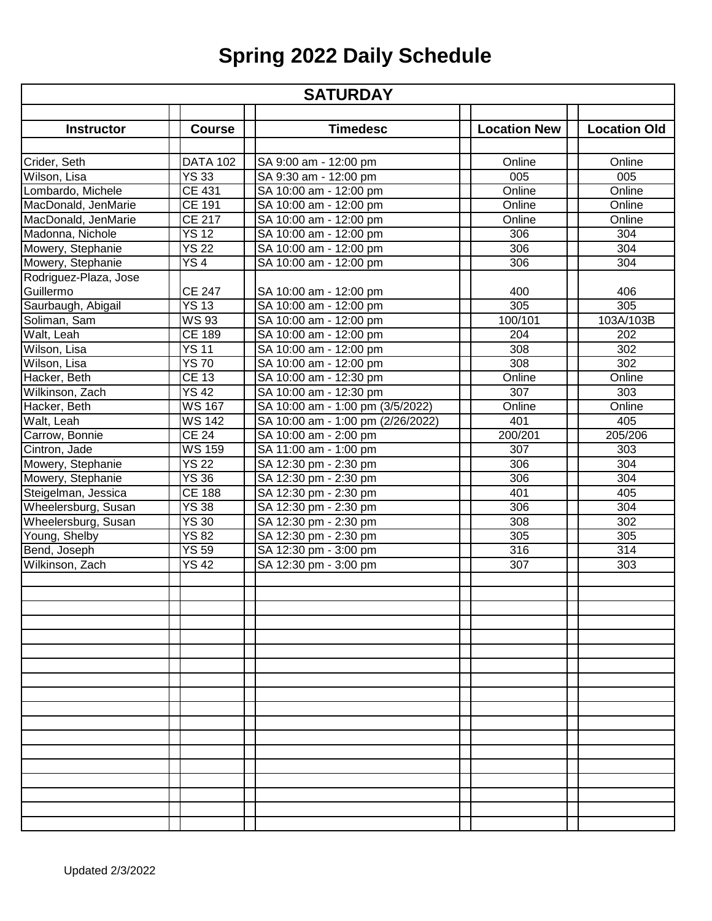# Spring 2022 Daily Schedule

## SATURDAY

| Instructor | Course | Timedesc | Location New | Location Old |
|---|---|---|---|---|
| Crider, Seth | DATA 102 | SA 9:00 am - 12:00 pm | Online | Online |
| Wilson, Lisa | YS 33 | SA 9:30 am - 12:00 pm | 005 | 005 |
| Lombardo, Michele | CE 431 | SA 10:00 am - 12:00 pm | Online | Online |
| MacDonald, JenMarie | CE 191 | SA 10:00 am - 12:00 pm | Online | Online |
| MacDonald, JenMarie | CE 217 | SA 10:00 am - 12:00 pm | Online | Online |
| Madonna, Nichole | YS 12 | SA 10:00 am - 12:00 pm | 306 | 304 |
| Mowery, Stephanie | YS 22 | SA 10:00 am - 12:00 pm | 306 | 304 |
| Mowery, Stephanie | YS 4 | SA 10:00 am - 12:00 pm | 306 | 304 |
| Rodriguez-Plaza, Jose Guillermo | CE 247 | SA 10:00 am - 12:00 pm | 400 | 406 |
| Saurbaugh, Abigail | YS 13 | SA 10:00 am - 12:00 pm | 305 | 305 |
| Soliman, Sam | WS 93 | SA 10:00 am - 12:00 pm | 100/101 | 103A/103B |
| Walt, Leah | CE 189 | SA 10:00 am - 12:00 pm | 204 | 202 |
| Wilson, Lisa | YS 11 | SA 10:00 am - 12:00 pm | 308 | 302 |
| Wilson, Lisa | YS 70 | SA 10:00 am - 12:00 pm | 308 | 302 |
| Hacker, Beth | CE 13 | SA 10:00 am - 12:30 pm | Online | Online |
| Wilkinson, Zach | YS 42 | SA 10:00 am - 12:30 pm | 307 | 303 |
| Hacker, Beth | WS 167 | SA 10:00 am - 1:00 pm (3/5/2022) | Online | Online |
| Walt, Leah | WS 142 | SA 10:00 am - 1:00 pm (2/26/2022) | 401 | 405 |
| Carrow, Bonnie | CE 24 | SA 10:00 am - 2:00 pm | 200/201 | 205/206 |
| Cintron, Jade | WS 159 | SA 11:00 am - 1:00 pm | 307 | 303 |
| Mowery, Stephanie | YS 22 | SA 12:30 pm - 2:30 pm | 306 | 304 |
| Mowery, Stephanie | YS 36 | SA 12:30 pm - 2:30 pm | 306 | 304 |
| Steigelman, Jessica | CE 188 | SA 12:30 pm - 2:30 pm | 401 | 405 |
| Wheelersburg, Susan | YS 38 | SA 12:30 pm - 2:30 pm | 306 | 304 |
| Wheelersburg, Susan | YS 30 | SA 12:30 pm - 2:30 pm | 308 | 302 |
| Young, Shelby | YS 82 | SA 12:30 pm - 2:30 pm | 305 | 305 |
| Bend, Joseph | YS 59 | SA 12:30 pm - 3:00 pm | 316 | 314 |
| Wilkinson, Zach | YS 42 | SA 12:30 pm - 3:00 pm | 307 | 303 |

Updated 2/3/2022